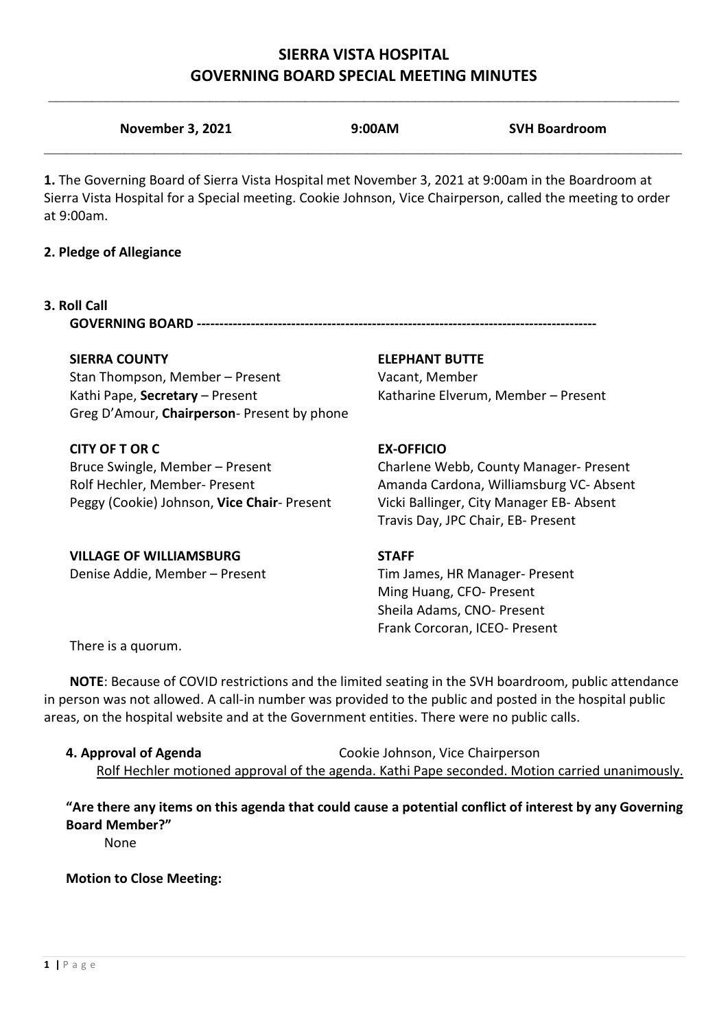# SIERRA VISTA HOSPITAL
# GOVERNING BOARD SPECIAL MEETING MINUTES

| November 3, 2021 | 9:00AM | SVH Boardroom |
|---|---|---|

**1.** The Governing Board of Sierra Vista Hospital met November 3, 2021 at 9:00am in the Boardroom at Sierra Vista Hospital for a Special meeting. Cookie Johnson, Vice Chairperson, called the meeting to order at 9:00am.

**2. Pledge of Allegiance**

**3. Roll Call**

**GOVERNING BOARD ----------------------------------------------------------------------------------------**

**SIERRA COUNTY**
Stan Thompson, Member – Present
Kathi Pape, **Secretary** – Present
Greg D'Amour, **Chairperson**- Present by phone

**ELEPHANT BUTTE**
Vacant, Member
Katharine Elverum, Member – Present

**CITY OF T OR C**
Bruce Swingle, Member – Present
Rolf Hechler, Member- Present
Peggy (Cookie) Johnson, **Vice Chair**- Present

**EX-OFFICIO**
Charlene Webb, County Manager- Present
Amanda Cardona, Williamsburg VC- Absent
Vicki Ballinger, City Manager EB- Absent
Travis Day, JPC Chair, EB- Present

**VILLAGE OF WILLIAMSBURG**
Denise Addie, Member – Present

**STAFF**
Tim James, HR Manager- Present
Ming Huang, CFO- Present
Sheila Adams, CNO- Present
Frank Corcoran, ICEO- Present

There is a quorum.

**NOTE**: Because of COVID restrictions and the limited seating in the SVH boardroom, public attendance in person was not allowed. A call-in number was provided to the public and posted in the hospital public areas, on the hospital website and at the Government entities. There were no public calls.

**4. Approval of Agenda** Cookie Johnson, Vice Chairperson

<u>Rolf Hechler motioned approval of the agenda. Kathi Pape seconded. Motion carried unanimously.</u>

**"Are there any items on this agenda that could cause a potential conflict of interest by any Governing Board Member?"**

None

**Motion to Close Meeting:**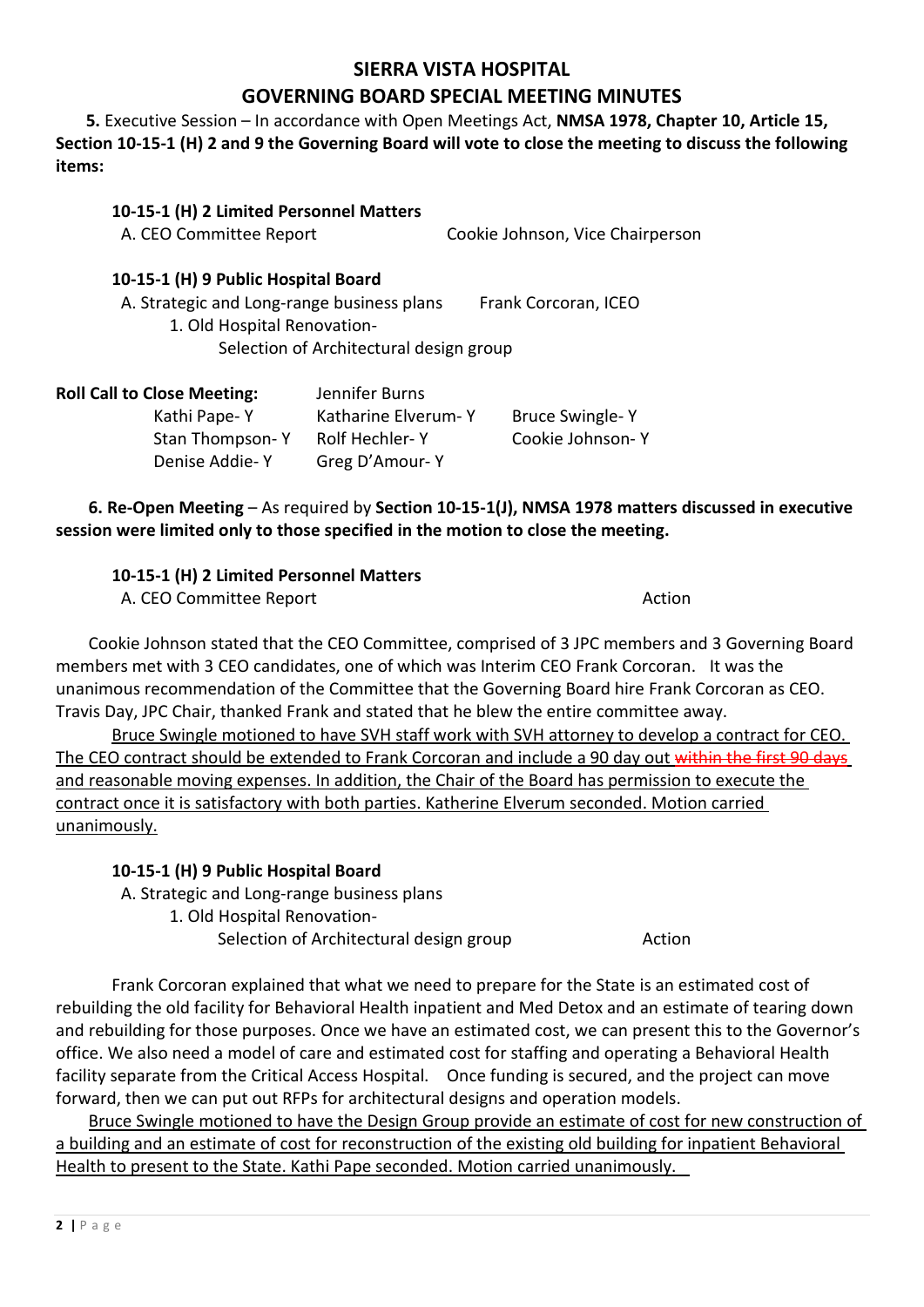# SIERRA VISTA HOSPITAL
## GOVERNING BOARD SPECIAL MEETING MINUTES

**5.** Executive Session – In accordance with Open Meetings Act, **NMSA 1978, Chapter 10, Article 15, Section 10-15-1 (H) 2 and 9 the Governing Board will vote to close the meeting to discuss the following items:**

**10-15-1 (H) 2 Limited Personnel Matters**

A. CEO Committee Report — Cookie Johnson, Vice Chairperson

**10-15-1 (H) 9 Public Hospital Board**

A. Strategic and Long-range business plans — Frank Corcoran, ICEO

1. Old Hospital Renovation- Selection of Architectural design group

| **Roll Call to Close Meeting:** | Jennifer Burns | |
|---|---|---|
| Kathi Pape- Y | Katharine Elverum- Y | Bruce Swingle- Y |
| Stan Thompson- Y | Rolf Hechler- Y | Cookie Johnson- Y |
| Denise Addie- Y | Greg D'Amour- Y | |

**6. Re-Open Meeting** – As required by **Section 10-15-1(J), NMSA 1978 matters discussed in executive session were limited only to those specified in the motion to close the meeting.**

**10-15-1 (H) 2 Limited Personnel Matters**

A. CEO Committee Report — Action

Cookie Johnson stated that the CEO Committee, comprised of 3 JPC members and 3 Governing Board members met with 3 CEO candidates, one of which was Interim CEO Frank Corcoran. It was the unanimous recommendation of the Committee that the Governing Board hire Frank Corcoran as CEO. Travis Day, JPC Chair, thanked Frank and stated that he blew the entire committee away.

<u>Bruce Swingle motioned to have SVH staff work with SVH attorney to develop a contract for CEO. The CEO contract should be extended to Frank Corcoran and include a 90 day out ~~within the first 90 days~~ and reasonable moving expenses. In addition, the Chair of the Board has permission to execute the contract once it is satisfactory with both parties. Katherine Elverum seconded. Motion carried unanimously.</u>

**10-15-1 (H) 9 Public Hospital Board**

A. Strategic and Long-range business plans

1. Old Hospital Renovation- Selection of Architectural design group — Action

Frank Corcoran explained that what we need to prepare for the State is an estimated cost of rebuilding the old facility for Behavioral Health inpatient and Med Detox and an estimate of tearing down and rebuilding for those purposes. Once we have an estimated cost, we can present this to the Governor's office. We also need a model of care and estimated cost for staffing and operating a Behavioral Health facility separate from the Critical Access Hospital. Once funding is secured, and the project can move forward, then we can put out RFPs for architectural designs and operation models.

<u>Bruce Swingle motioned to have the Design Group provide an estimate of cost for new construction of a building and an estimate of cost for reconstruction of the existing old building for inpatient Behavioral Health to present to the State. Kathi Pape seconded. Motion carried unanimously.</u>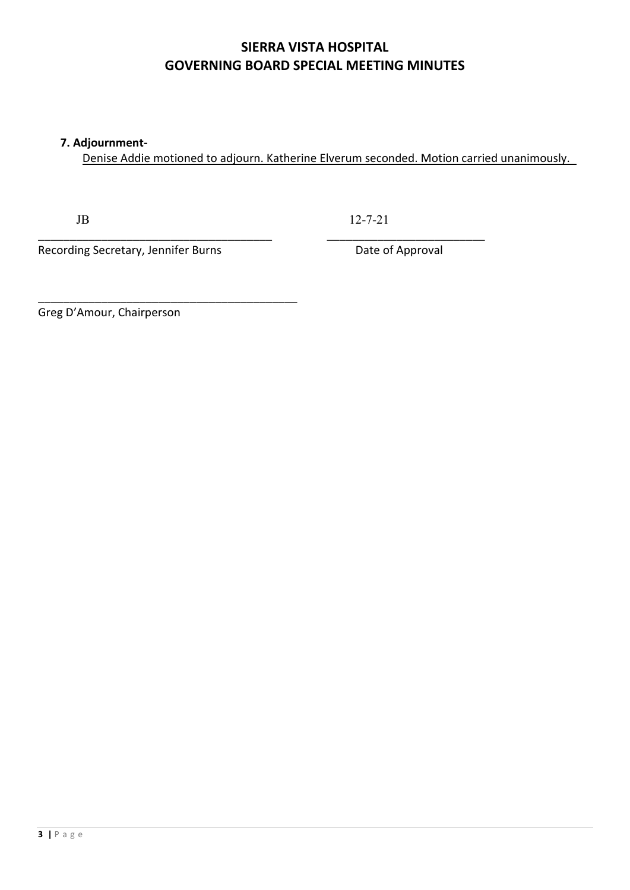**7. Adjournment-**

Denise Addie motioned to adjourn. Katherine Elverum seconded. Motion carried unanimously.

JB　　　　　　　　　　　　　　　　　　12-7-21

\_\_\_\_\_\_\_\_\_\_\_\_\_\_\_\_\_\_\_\_\_\_\_\_\_\_\_\_\_\_\_\_\_\_\_\_\_　　　\_\_\_\_\_\_\_\_\_\_\_\_\_\_\_\_\_\_\_\_\_\_\_\_\_

Recording Secretary, Jennifer Burns　　　　　　Date of Approval

\_\_\_\_\_\_\_\_\_\_\_\_\_\_\_\_\_\_\_\_\_\_\_\_\_\_\_\_\_\_\_\_\_\_\_\_\_\_\_\_\_

Greg D'Amour, Chairperson